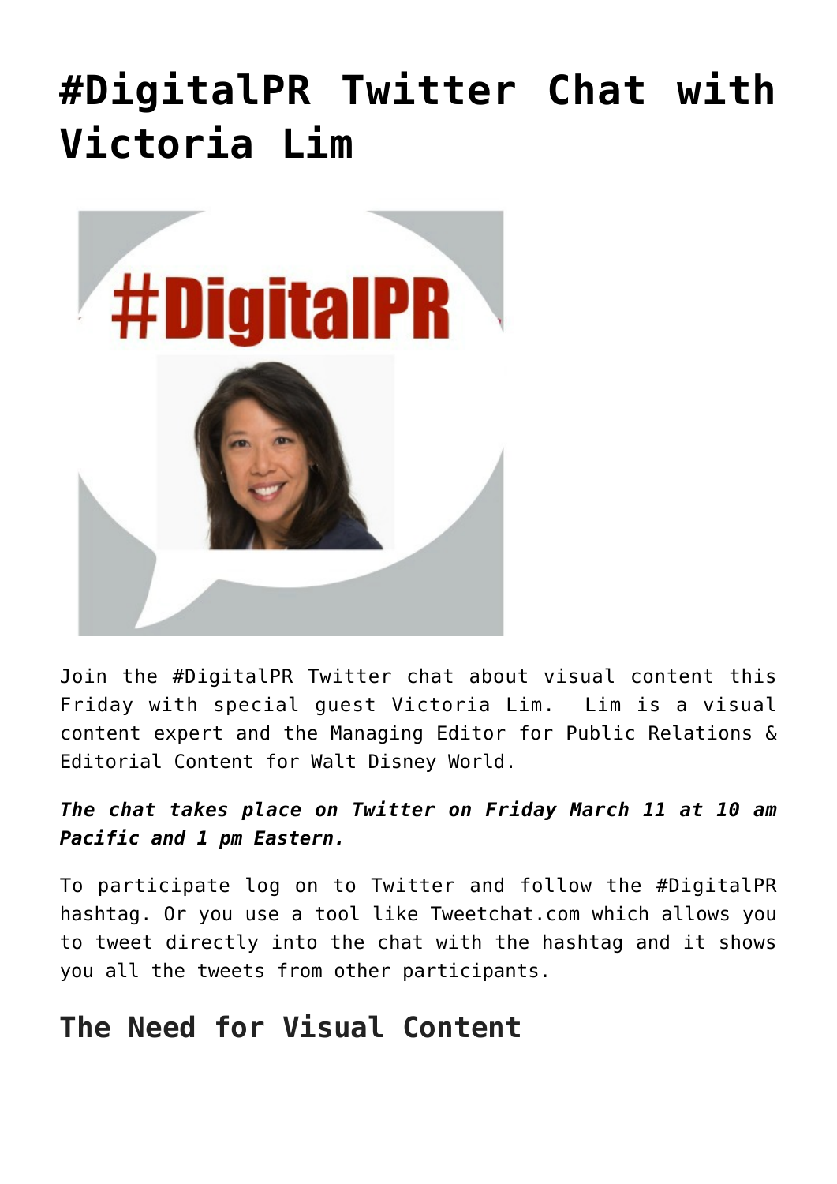# #DigitalPR Twitter Chat with Victoria Lim

Join the #DigitalPR Twitter chat about visual content this Friday with special guest Victoria Lim. Lim is a visual content expert and the Managing Editor for Public Relations & Editorial Content for Walt Disney World.

***The chat takes place on Twitter on Friday March 11 at 10 am Pacific and 1 pm Eastern.***

To participate log on to Twitter and follow the #DigitalPR hashtag. Or you use a tool like Tweetchat.com which allows you to tweet directly into the chat with the hashtag and it shows you all the tweets from other participants.

## The Need for Visual Content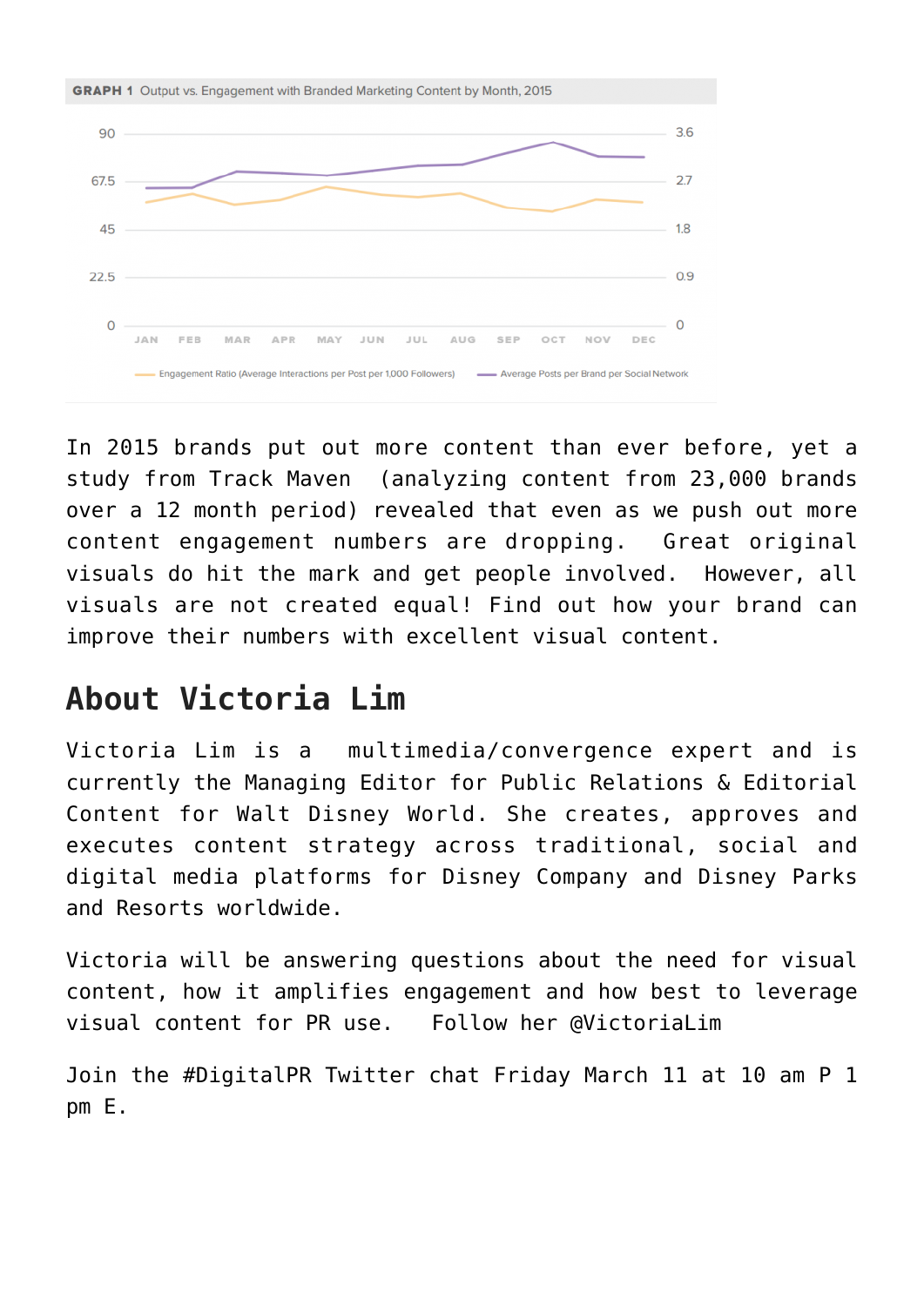**GRAPH 1** Output vs. Engagement with Branded Marketing Content by Month, 2015

90
67.5
45
22.5
0

3.6
2.7
1.8
0.9
0

JAN FEB MAR APR MAY JUN JUL AUG SEP OCT NOV DEC

Engagement Ratio (Average Interactions per Post per 1,000 Followers)
Average Posts per Brand per Social Network

In 2015 brands put out more content than ever before, yet a study from Track Maven (analyzing content from 23,000 brands over a 12 month period) revealed that even as we push out more content engagement numbers are dropping. Great original visuals do hit the mark and get people involved. However, all visuals are not created equal! Find out how your brand can improve their numbers with excellent visual content.

## About Victoria Lim

Victoria Lim is a multimedia/convergence expert and is currently the Managing Editor for Public Relations & Editorial Content for Walt Disney World. She creates, approves and executes content strategy across traditional, social and digital media platforms for Disney Company and Disney Parks and Resorts worldwide.

Victoria will be answering questions about the need for visual content, how it amplifies engagement and how best to leverage visual content for PR use. Follow her @VictoriaLim

Join the #DigitalPR Twitter chat Friday March 11 at 10 am P 1 pm E.